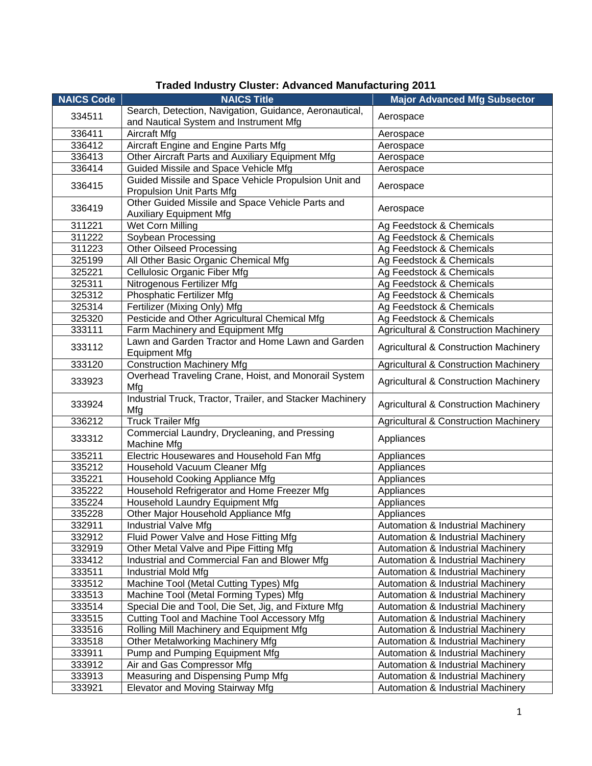# Traded Industry Cluster: Advanced Manufacturing 2011

| NAICS Code | NAICS Title | Major Advanced Mfg Subsector |
|---|---|---|
| 334511 | Search, Detection, Navigation, Guidance, Aeronautical, and Nautical System and Instrument Mfg | Aerospace |
| 336411 | Aircraft Mfg | Aerospace |
| 336412 | Aircraft Engine and Engine Parts Mfg | Aerospace |
| 336413 | Other Aircraft Parts and Auxiliary Equipment Mfg | Aerospace |
| 336414 | Guided Missile and Space Vehicle Mfg | Aerospace |
| 336415 | Guided Missile and Space Vehicle Propulsion Unit and Propulsion Unit Parts Mfg | Aerospace |
| 336419 | Other Guided Missile and Space Vehicle Parts and Auxiliary Equipment Mfg | Aerospace |
| 311221 | Wet Corn Milling | Ag Feedstock & Chemicals |
| 311222 | Soybean Processing | Ag Feedstock & Chemicals |
| 311223 | Other Oilseed Processing | Ag Feedstock & Chemicals |
| 325199 | All Other Basic Organic Chemical Mfg | Ag Feedstock & Chemicals |
| 325221 | Cellulosic Organic Fiber Mfg | Ag Feedstock & Chemicals |
| 325311 | Nitrogenous Fertilizer Mfg | Ag Feedstock & Chemicals |
| 325312 | Phosphatic Fertilizer Mfg | Ag Feedstock & Chemicals |
| 325314 | Fertilizer (Mixing Only) Mfg | Ag Feedstock & Chemicals |
| 325320 | Pesticide and Other Agricultural Chemical Mfg | Ag Feedstock & Chemicals |
| 333111 | Farm Machinery and Equipment Mfg | Agricultural & Construction Machinery |
| 333112 | Lawn and Garden Tractor and Home Lawn and Garden Equipment Mfg | Agricultural & Construction Machinery |
| 333120 | Construction Machinery Mfg | Agricultural & Construction Machinery |
| 333923 | Overhead Traveling Crane, Hoist, and Monorail System Mfg | Agricultural & Construction Machinery |
| 333924 | Industrial Truck, Tractor, Trailer, and Stacker Machinery Mfg | Agricultural & Construction Machinery |
| 336212 | Truck Trailer Mfg | Agricultural & Construction Machinery |
| 333312 | Commercial Laundry, Drycleaning, and Pressing Machine Mfg | Appliances |
| 335211 | Electric Housewares and Household Fan Mfg | Appliances |
| 335212 | Household Vacuum Cleaner Mfg | Appliances |
| 335221 | Household Cooking Appliance Mfg | Appliances |
| 335222 | Household Refrigerator and Home Freezer Mfg | Appliances |
| 335224 | Household Laundry Equipment Mfg | Appliances |
| 335228 | Other Major Household Appliance Mfg | Appliances |
| 332911 | Industrial Valve Mfg | Automation & Industrial Machinery |
| 332912 | Fluid Power Valve and Hose Fitting Mfg | Automation & Industrial Machinery |
| 332919 | Other Metal Valve and Pipe Fitting Mfg | Automation & Industrial Machinery |
| 333412 | Industrial and Commercial Fan and Blower Mfg | Automation & Industrial Machinery |
| 333511 | Industrial Mold Mfg | Automation & Industrial Machinery |
| 333512 | Machine Tool (Metal Cutting Types) Mfg | Automation & Industrial Machinery |
| 333513 | Machine Tool (Metal Forming Types) Mfg | Automation & Industrial Machinery |
| 333514 | Special Die and Tool, Die Set, Jig, and Fixture Mfg | Automation & Industrial Machinery |
| 333515 | Cutting Tool and Machine Tool Accessory Mfg | Automation & Industrial Machinery |
| 333516 | Rolling Mill Machinery and Equipment Mfg | Automation & Industrial Machinery |
| 333518 | Other Metalworking Machinery Mfg | Automation & Industrial Machinery |
| 333911 | Pump and Pumping Equipment Mfg | Automation & Industrial Machinery |
| 333912 | Air and Gas Compressor Mfg | Automation & Industrial Machinery |
| 333913 | Measuring and Dispensing Pump Mfg | Automation & Industrial Machinery |
| 333921 | Elevator and Moving Stairway Mfg | Automation & Industrial Machinery |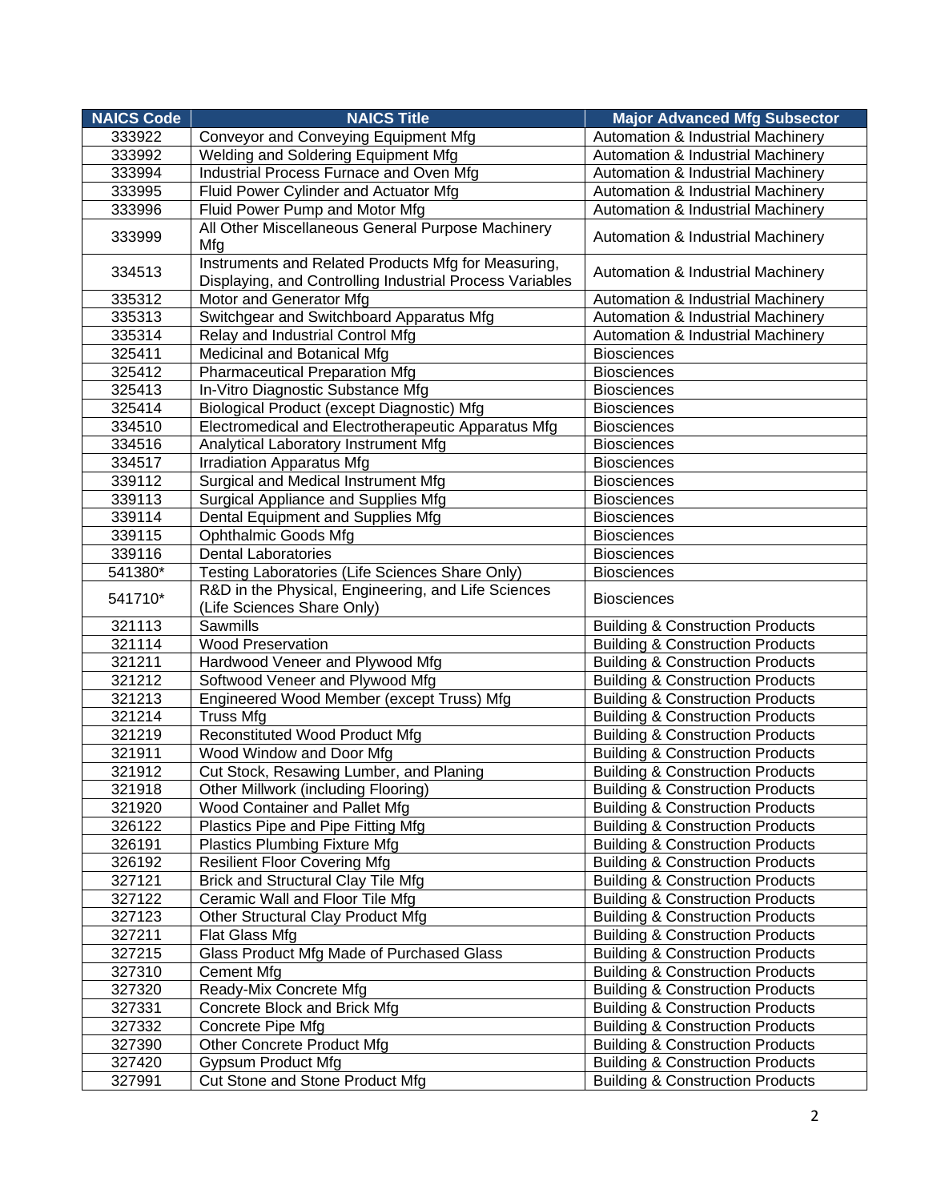| NAICS Code | NAICS Title | Major Advanced Mfg Subsector |
|---|---|---|
| 333922 | Conveyor and Conveying Equipment Mfg | Automation & Industrial Machinery |
| 333992 | Welding and Soldering Equipment Mfg | Automation & Industrial Machinery |
| 333994 | Industrial Process Furnace and Oven Mfg | Automation & Industrial Machinery |
| 333995 | Fluid Power Cylinder and Actuator Mfg | Automation & Industrial Machinery |
| 333996 | Fluid Power Pump and Motor Mfg | Automation & Industrial Machinery |
| 333999 | All Other Miscellaneous General Purpose Machinery Mfg | Automation & Industrial Machinery |
| 334513 | Instruments and Related Products Mfg for Measuring, Displaying, and Controlling Industrial Process Variables | Automation & Industrial Machinery |
| 335312 | Motor and Generator Mfg | Automation & Industrial Machinery |
| 335313 | Switchgear and Switchboard Apparatus Mfg | Automation & Industrial Machinery |
| 335314 | Relay and Industrial Control Mfg | Automation & Industrial Machinery |
| 325411 | Medicinal and Botanical Mfg | Biosciences |
| 325412 | Pharmaceutical Preparation Mfg | Biosciences |
| 325413 | In-Vitro Diagnostic Substance Mfg | Biosciences |
| 325414 | Biological Product (except Diagnostic) Mfg | Biosciences |
| 334510 | Electromedical and Electrotherapeutic Apparatus Mfg | Biosciences |
| 334516 | Analytical Laboratory Instrument Mfg | Biosciences |
| 334517 | Irradiation Apparatus Mfg | Biosciences |
| 339112 | Surgical and Medical Instrument Mfg | Biosciences |
| 339113 | Surgical Appliance and Supplies Mfg | Biosciences |
| 339114 | Dental Equipment and Supplies Mfg | Biosciences |
| 339115 | Ophthalmic Goods Mfg | Biosciences |
| 339116 | Dental Laboratories | Biosciences |
| 541380* | Testing Laboratories (Life Sciences Share Only) | Biosciences |
| 541710* | R&D in the Physical, Engineering, and Life Sciences (Life Sciences Share Only) | Biosciences |
| 321113 | Sawmills | Building & Construction Products |
| 321114 | Wood Preservation | Building & Construction Products |
| 321211 | Hardwood Veneer and Plywood Mfg | Building & Construction Products |
| 321212 | Softwood Veneer and Plywood Mfg | Building & Construction Products |
| 321213 | Engineered Wood Member (except Truss) Mfg | Building & Construction Products |
| 321214 | Truss Mfg | Building & Construction Products |
| 321219 | Reconstituted Wood Product Mfg | Building & Construction Products |
| 321911 | Wood Window and Door Mfg | Building & Construction Products |
| 321912 | Cut Stock, Resawing Lumber, and Planing | Building & Construction Products |
| 321918 | Other Millwork (including Flooring) | Building & Construction Products |
| 321920 | Wood Container and Pallet Mfg | Building & Construction Products |
| 326122 | Plastics Pipe and Pipe Fitting Mfg | Building & Construction Products |
| 326191 | Plastics Plumbing Fixture Mfg | Building & Construction Products |
| 326192 | Resilient Floor Covering Mfg | Building & Construction Products |
| 327121 | Brick and Structural Clay Tile Mfg | Building & Construction Products |
| 327122 | Ceramic Wall and Floor Tile Mfg | Building & Construction Products |
| 327123 | Other Structural Clay Product Mfg | Building & Construction Products |
| 327211 | Flat Glass Mfg | Building & Construction Products |
| 327215 | Glass Product Mfg Made of Purchased Glass | Building & Construction Products |
| 327310 | Cement Mfg | Building & Construction Products |
| 327320 | Ready-Mix Concrete Mfg | Building & Construction Products |
| 327331 | Concrete Block and Brick Mfg | Building & Construction Products |
| 327332 | Concrete Pipe Mfg | Building & Construction Products |
| 327390 | Other Concrete Product Mfg | Building & Construction Products |
| 327420 | Gypsum Product Mfg | Building & Construction Products |
| 327991 | Cut Stone and Stone Product Mfg | Building & Construction Products |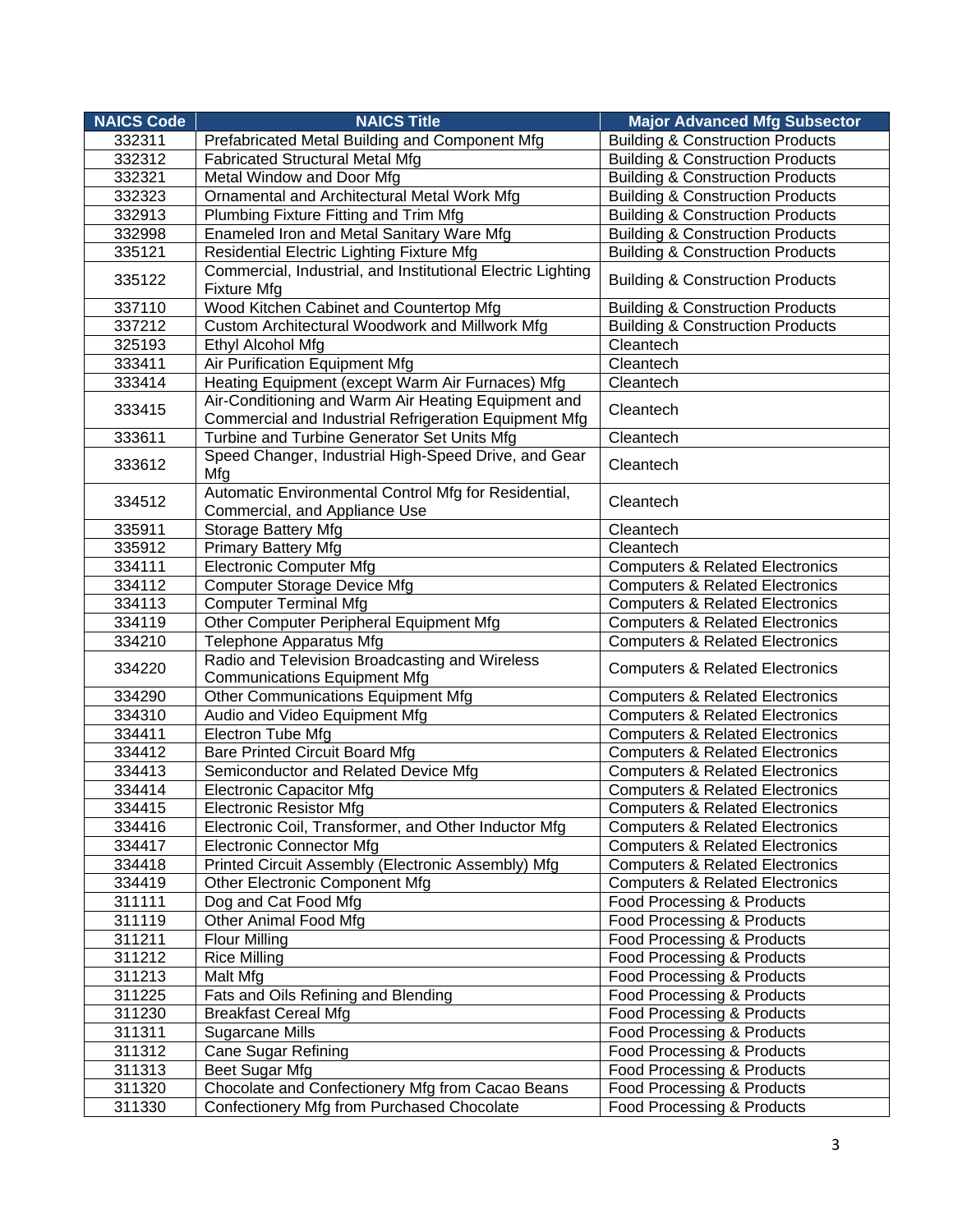| NAICS Code | NAICS Title | Major Advanced Mfg Subsector |
|---|---|---|
| 332311 | Prefabricated Metal Building and Component Mfg | Building & Construction Products |
| 332312 | Fabricated Structural Metal Mfg | Building & Construction Products |
| 332321 | Metal Window and Door Mfg | Building & Construction Products |
| 332323 | Ornamental and Architectural Metal Work Mfg | Building & Construction Products |
| 332913 | Plumbing Fixture Fitting and Trim Mfg | Building & Construction Products |
| 332998 | Enameled Iron and Metal Sanitary Ware Mfg | Building & Construction Products |
| 335121 | Residential Electric Lighting Fixture Mfg | Building & Construction Products |
| 335122 | Commercial, Industrial, and Institutional Electric Lighting Fixture Mfg | Building & Construction Products |
| 337110 | Wood Kitchen Cabinet and Countertop Mfg | Building & Construction Products |
| 337212 | Custom Architectural Woodwork and Millwork Mfg | Building & Construction Products |
| 325193 | Ethyl Alcohol Mfg | Cleantech |
| 333411 | Air Purification Equipment Mfg | Cleantech |
| 333414 | Heating Equipment (except Warm Air Furnaces) Mfg | Cleantech |
| 333415 | Air-Conditioning and Warm Air Heating Equipment and Commercial and Industrial Refrigeration Equipment Mfg | Cleantech |
| 333611 | Turbine and Turbine Generator Set Units Mfg | Cleantech |
| 333612 | Speed Changer, Industrial High-Speed Drive, and Gear Mfg | Cleantech |
| 334512 | Automatic Environmental Control Mfg for Residential, Commercial, and Appliance Use | Cleantech |
| 335911 | Storage Battery Mfg | Cleantech |
| 335912 | Primary Battery Mfg | Cleantech |
| 334111 | Electronic Computer Mfg | Computers & Related Electronics |
| 334112 | Computer Storage Device Mfg | Computers & Related Electronics |
| 334113 | Computer Terminal Mfg | Computers & Related Electronics |
| 334119 | Other Computer Peripheral Equipment Mfg | Computers & Related Electronics |
| 334210 | Telephone Apparatus Mfg | Computers & Related Electronics |
| 334220 | Radio and Television Broadcasting and Wireless Communications Equipment Mfg | Computers & Related Electronics |
| 334290 | Other Communications Equipment Mfg | Computers & Related Electronics |
| 334310 | Audio and Video Equipment Mfg | Computers & Related Electronics |
| 334411 | Electron Tube Mfg | Computers & Related Electronics |
| 334412 | Bare Printed Circuit Board Mfg | Computers & Related Electronics |
| 334413 | Semiconductor and Related Device Mfg | Computers & Related Electronics |
| 334414 | Electronic Capacitor Mfg | Computers & Related Electronics |
| 334415 | Electronic Resistor Mfg | Computers & Related Electronics |
| 334416 | Electronic Coil, Transformer, and Other Inductor Mfg | Computers & Related Electronics |
| 334417 | Electronic Connector Mfg | Computers & Related Electronics |
| 334418 | Printed Circuit Assembly (Electronic Assembly) Mfg | Computers & Related Electronics |
| 334419 | Other Electronic Component Mfg | Computers & Related Electronics |
| 311111 | Dog and Cat Food Mfg | Food Processing & Products |
| 311119 | Other Animal Food Mfg | Food Processing & Products |
| 311211 | Flour Milling | Food Processing & Products |
| 311212 | Rice Milling | Food Processing & Products |
| 311213 | Malt Mfg | Food Processing & Products |
| 311225 | Fats and Oils Refining and Blending | Food Processing & Products |
| 311230 | Breakfast Cereal Mfg | Food Processing & Products |
| 311311 | Sugarcane Mills | Food Processing & Products |
| 311312 | Cane Sugar Refining | Food Processing & Products |
| 311313 | Beet Sugar Mfg | Food Processing & Products |
| 311320 | Chocolate and Confectionery Mfg from Cacao Beans | Food Processing & Products |
| 311330 | Confectionery Mfg from Purchased Chocolate | Food Processing & Products |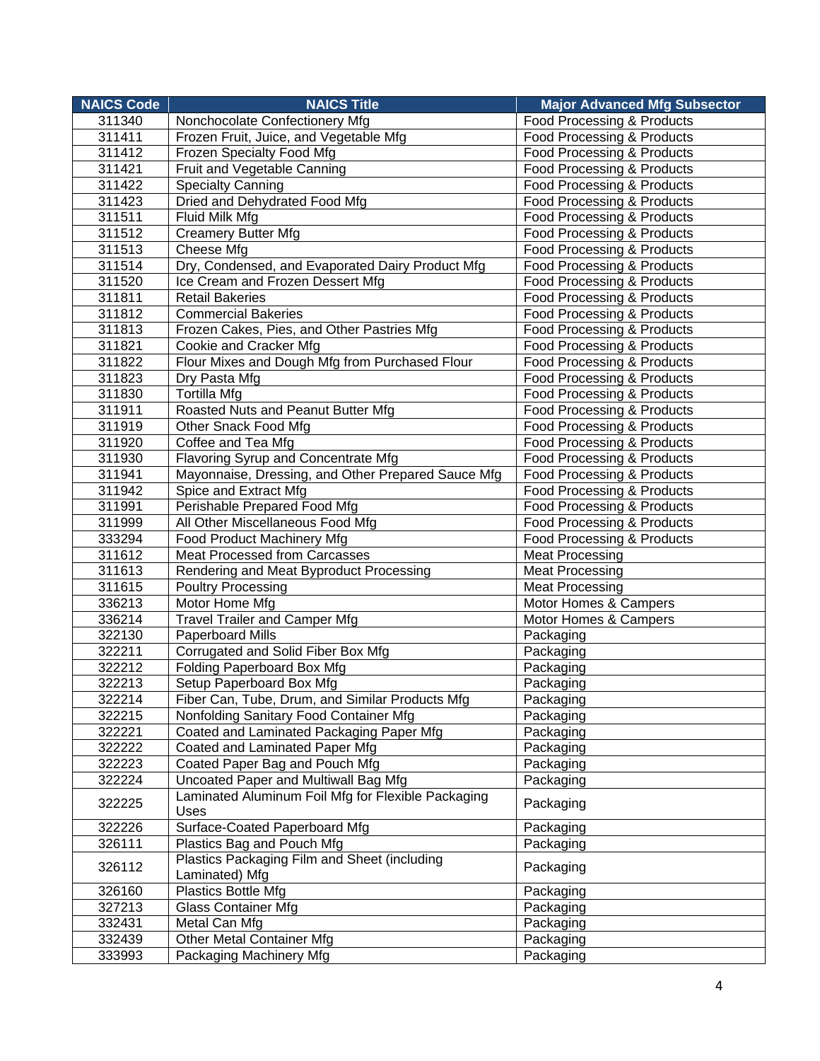| NAICS Code | NAICS Title | Major Advanced Mfg Subsector |
|---|---|---|
| 311340 | Nonchocolate Confectionery Mfg | Food Processing & Products |
| 311411 | Frozen Fruit, Juice, and Vegetable Mfg | Food Processing & Products |
| 311412 | Frozen Specialty Food Mfg | Food Processing & Products |
| 311421 | Fruit and Vegetable Canning | Food Processing & Products |
| 311422 | Specialty Canning | Food Processing & Products |
| 311423 | Dried and Dehydrated Food Mfg | Food Processing & Products |
| 311511 | Fluid Milk Mfg | Food Processing & Products |
| 311512 | Creamery Butter Mfg | Food Processing & Products |
| 311513 | Cheese Mfg | Food Processing & Products |
| 311514 | Dry, Condensed, and Evaporated Dairy Product Mfg | Food Processing & Products |
| 311520 | Ice Cream and Frozen Dessert Mfg | Food Processing & Products |
| 311811 | Retail Bakeries | Food Processing & Products |
| 311812 | Commercial Bakeries | Food Processing & Products |
| 311813 | Frozen Cakes, Pies, and Other Pastries Mfg | Food Processing & Products |
| 311821 | Cookie and Cracker Mfg | Food Processing & Products |
| 311822 | Flour Mixes and Dough Mfg from Purchased Flour | Food Processing & Products |
| 311823 | Dry Pasta Mfg | Food Processing & Products |
| 311830 | Tortilla Mfg | Food Processing & Products |
| 311911 | Roasted Nuts and Peanut Butter Mfg | Food Processing & Products |
| 311919 | Other Snack Food Mfg | Food Processing & Products |
| 311920 | Coffee and Tea Mfg | Food Processing & Products |
| 311930 | Flavoring Syrup and Concentrate Mfg | Food Processing & Products |
| 311941 | Mayonnaise, Dressing, and Other Prepared Sauce Mfg | Food Processing & Products |
| 311942 | Spice and Extract Mfg | Food Processing & Products |
| 311991 | Perishable Prepared Food Mfg | Food Processing & Products |
| 311999 | All Other Miscellaneous Food Mfg | Food Processing & Products |
| 333294 | Food Product Machinery Mfg | Food Processing & Products |
| 311612 | Meat Processed from Carcasses | Meat Processing |
| 311613 | Rendering and Meat Byproduct Processing | Meat Processing |
| 311615 | Poultry Processing | Meat Processing |
| 336213 | Motor Home Mfg | Motor Homes & Campers |
| 336214 | Travel Trailer and Camper Mfg | Motor Homes & Campers |
| 322130 | Paperboard Mills | Packaging |
| 322211 | Corrugated and Solid Fiber Box Mfg | Packaging |
| 322212 | Folding Paperboard Box Mfg | Packaging |
| 322213 | Setup Paperboard Box Mfg | Packaging |
| 322214 | Fiber Can, Tube, Drum, and Similar Products Mfg | Packaging |
| 322215 | Nonfolding Sanitary Food Container Mfg | Packaging |
| 322221 | Coated and Laminated Packaging Paper Mfg | Packaging |
| 322222 | Coated and Laminated Paper Mfg | Packaging |
| 322223 | Coated Paper Bag and Pouch Mfg | Packaging |
| 322224 | Uncoated Paper and Multiwall Bag Mfg | Packaging |
| 322225 | Laminated Aluminum Foil Mfg for Flexible Packaging Uses | Packaging |
| 322226 | Surface-Coated Paperboard Mfg | Packaging |
| 326111 | Plastics Bag and Pouch Mfg | Packaging |
| 326112 | Plastics Packaging Film and Sheet (including Laminated) Mfg | Packaging |
| 326160 | Plastics Bottle Mfg | Packaging |
| 327213 | Glass Container Mfg | Packaging |
| 332431 | Metal Can Mfg | Packaging |
| 332439 | Other Metal Container Mfg | Packaging |
| 333993 | Packaging Machinery Mfg | Packaging |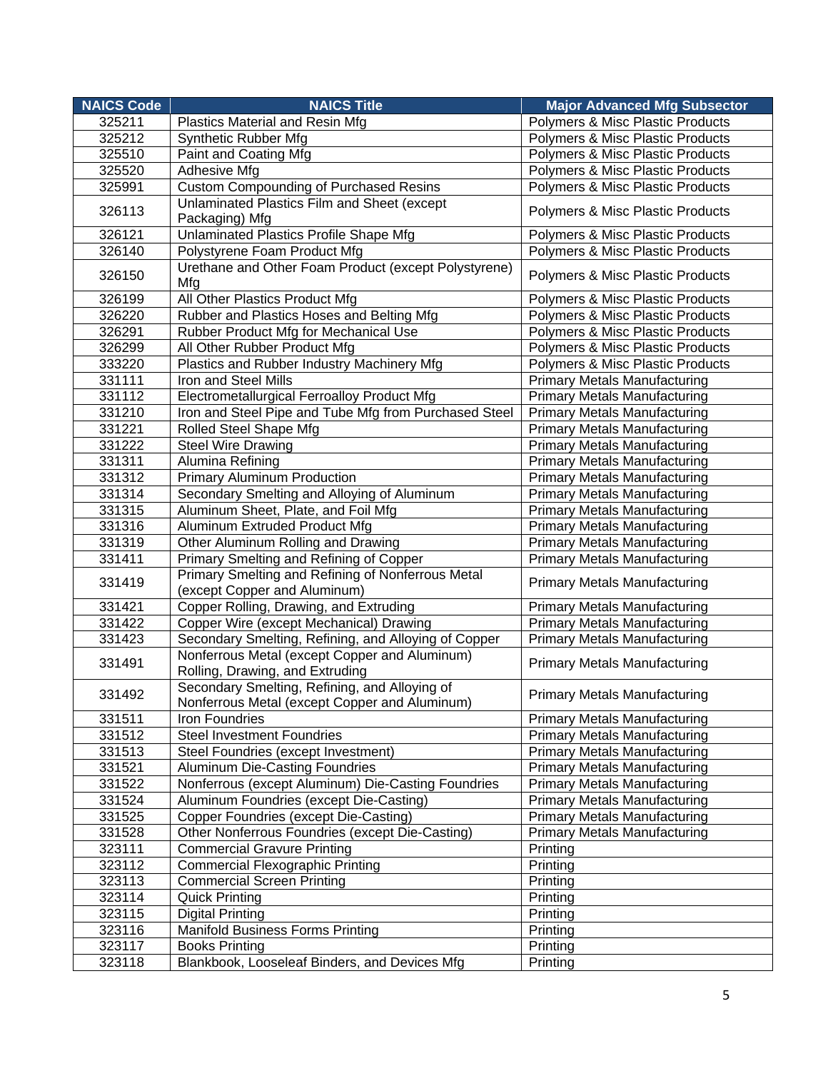| NAICS Code | NAICS Title | Major Advanced Mfg Subsector |
|---|---|---|
| 325211 | Plastics Material and Resin Mfg | Polymers & Misc Plastic Products |
| 325212 | Synthetic Rubber Mfg | Polymers & Misc Plastic Products |
| 325510 | Paint and Coating Mfg | Polymers & Misc Plastic Products |
| 325520 | Adhesive Mfg | Polymers & Misc Plastic Products |
| 325991 | Custom Compounding of Purchased Resins | Polymers & Misc Plastic Products |
| 326113 | Unlaminated Plastics Film and Sheet (except Packaging) Mfg | Polymers & Misc Plastic Products |
| 326121 | Unlaminated Plastics Profile Shape Mfg | Polymers & Misc Plastic Products |
| 326140 | Polystyrene Foam Product Mfg | Polymers & Misc Plastic Products |
| 326150 | Urethane and Other Foam Product (except Polystyrene) Mfg | Polymers & Misc Plastic Products |
| 326199 | All Other Plastics Product Mfg | Polymers & Misc Plastic Products |
| 326220 | Rubber and Plastics Hoses and Belting Mfg | Polymers & Misc Plastic Products |
| 326291 | Rubber Product Mfg for Mechanical Use | Polymers & Misc Plastic Products |
| 326299 | All Other Rubber Product Mfg | Polymers & Misc Plastic Products |
| 333220 | Plastics and Rubber Industry Machinery Mfg | Polymers & Misc Plastic Products |
| 331111 | Iron and Steel Mills | Primary Metals Manufacturing |
| 331112 | Electrometallurgical Ferroalloy Product Mfg | Primary Metals Manufacturing |
| 331210 | Iron and Steel Pipe and Tube Mfg from Purchased Steel | Primary Metals Manufacturing |
| 331221 | Rolled Steel Shape Mfg | Primary Metals Manufacturing |
| 331222 | Steel Wire Drawing | Primary Metals Manufacturing |
| 331311 | Alumina Refining | Primary Metals Manufacturing |
| 331312 | Primary Aluminum Production | Primary Metals Manufacturing |
| 331314 | Secondary Smelting and Alloying of Aluminum | Primary Metals Manufacturing |
| 331315 | Aluminum Sheet, Plate, and Foil Mfg | Primary Metals Manufacturing |
| 331316 | Aluminum Extruded Product Mfg | Primary Metals Manufacturing |
| 331319 | Other Aluminum Rolling and Drawing | Primary Metals Manufacturing |
| 331411 | Primary Smelting and Refining of Copper | Primary Metals Manufacturing |
| 331419 | Primary Smelting and Refining of Nonferrous Metal (except Copper and Aluminum) | Primary Metals Manufacturing |
| 331421 | Copper Rolling, Drawing, and Extruding | Primary Metals Manufacturing |
| 331422 | Copper Wire (except Mechanical) Drawing | Primary Metals Manufacturing |
| 331423 | Secondary Smelting, Refining, and Alloying of Copper | Primary Metals Manufacturing |
| 331491 | Nonferrous Metal (except Copper and Aluminum) Rolling, Drawing, and Extruding | Primary Metals Manufacturing |
| 331492 | Secondary Smelting, Refining, and Alloying of Nonferrous Metal (except Copper and Aluminum) | Primary Metals Manufacturing |
| 331511 | Iron Foundries | Primary Metals Manufacturing |
| 331512 | Steel Investment Foundries | Primary Metals Manufacturing |
| 331513 | Steel Foundries (except Investment) | Primary Metals Manufacturing |
| 331521 | Aluminum Die-Casting Foundries | Primary Metals Manufacturing |
| 331522 | Nonferrous (except Aluminum) Die-Casting Foundries | Primary Metals Manufacturing |
| 331524 | Aluminum Foundries (except Die-Casting) | Primary Metals Manufacturing |
| 331525 | Copper Foundries (except Die-Casting) | Primary Metals Manufacturing |
| 331528 | Other Nonferrous Foundries (except Die-Casting) | Primary Metals Manufacturing |
| 323111 | Commercial Gravure Printing | Printing |
| 323112 | Commercial Flexographic Printing | Printing |
| 323113 | Commercial Screen Printing | Printing |
| 323114 | Quick Printing | Printing |
| 323115 | Digital Printing | Printing |
| 323116 | Manifold Business Forms Printing | Printing |
| 323117 | Books Printing | Printing |
| 323118 | Blankbook, Looseleaf Binders, and Devices Mfg | Printing |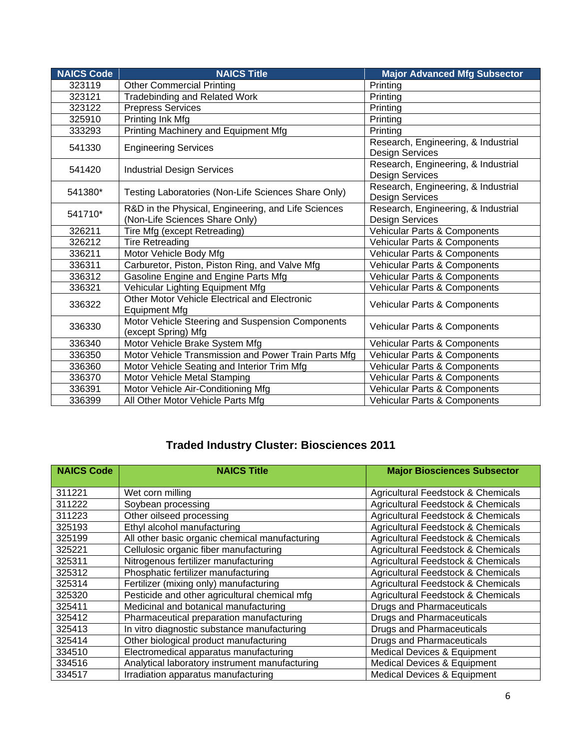| NAICS Code | NAICS Title | Major Advanced Mfg Subsector |
| --- | --- | --- |
| 323119 | Other Commercial Printing | Printing |
| 323121 | Tradebinding and Related Work | Printing |
| 323122 | Prepress Services | Printing |
| 325910 | Printing Ink Mfg | Printing |
| 333293 | Printing Machinery and Equipment Mfg | Printing |
| 541330 | Engineering Services | Research, Engineering, & Industrial Design Services |
| 541420 | Industrial Design Services | Research, Engineering, & Industrial Design Services |
| 541380* | Testing Laboratories (Non-Life Sciences Share Only) | Research, Engineering, & Industrial Design Services |
| 541710* | R&D in the Physical, Engineering, and Life Sciences (Non-Life Sciences Share Only) | Research, Engineering, & Industrial Design Services |
| 326211 | Tire Mfg (except Retreading) | Vehicular Parts & Components |
| 326212 | Tire Retreading | Vehicular Parts & Components |
| 336211 | Motor Vehicle Body Mfg | Vehicular Parts & Components |
| 336311 | Carburetor, Piston, Piston Ring, and Valve Mfg | Vehicular Parts & Components |
| 336312 | Gasoline Engine and Engine Parts Mfg | Vehicular Parts & Components |
| 336321 | Vehicular Lighting Equipment Mfg | Vehicular Parts & Components |
| 336322 | Other Motor Vehicle Electrical and Electronic Equipment Mfg | Vehicular Parts & Components |
| 336330 | Motor Vehicle Steering and Suspension Components (except Spring) Mfg | Vehicular Parts & Components |
| 336340 | Motor Vehicle Brake System Mfg | Vehicular Parts & Components |
| 336350 | Motor Vehicle Transmission and Power Train Parts Mfg | Vehicular Parts & Components |
| 336360 | Motor Vehicle Seating and Interior Trim Mfg | Vehicular Parts & Components |
| 336370 | Motor Vehicle Metal Stamping | Vehicular Parts & Components |
| 336391 | Motor Vehicle Air-Conditioning Mfg | Vehicular Parts & Components |
| 336399 | All Other Motor Vehicle Parts Mfg | Vehicular Parts & Components |

## Traded Industry Cluster: Biosciences 2011

| NAICS Code | NAICS Title | Major Biosciences Subsector |
| --- | --- | --- |
| 311221 | Wet corn milling | Agricultural Feedstock & Chemicals |
| 311222 | Soybean processing | Agricultural Feedstock & Chemicals |
| 311223 | Other oilseed processing | Agricultural Feedstock & Chemicals |
| 325193 | Ethyl alcohol manufacturing | Agricultural Feedstock & Chemicals |
| 325199 | All other basic organic chemical manufacturing | Agricultural Feedstock & Chemicals |
| 325221 | Cellulosic organic fiber manufacturing | Agricultural Feedstock & Chemicals |
| 325311 | Nitrogenous fertilizer manufacturing | Agricultural Feedstock & Chemicals |
| 325312 | Phosphatic fertilizer manufacturing | Agricultural Feedstock & Chemicals |
| 325314 | Fertilizer (mixing only) manufacturing | Agricultural Feedstock & Chemicals |
| 325320 | Pesticide and other agricultural chemical mfg | Agricultural Feedstock & Chemicals |
| 325411 | Medicinal and botanical manufacturing | Drugs and Pharmaceuticals |
| 325412 | Pharmaceutical preparation manufacturing | Drugs and Pharmaceuticals |
| 325413 | In vitro diagnostic substance manufacturing | Drugs and Pharmaceuticals |
| 325414 | Other biological product manufacturing | Drugs and Pharmaceuticals |
| 334510 | Electromedical apparatus manufacturing | Medical Devices & Equipment |
| 334516 | Analytical laboratory instrument manufacturing | Medical Devices & Equipment |
| 334517 | Irradiation apparatus manufacturing | Medical Devices & Equipment |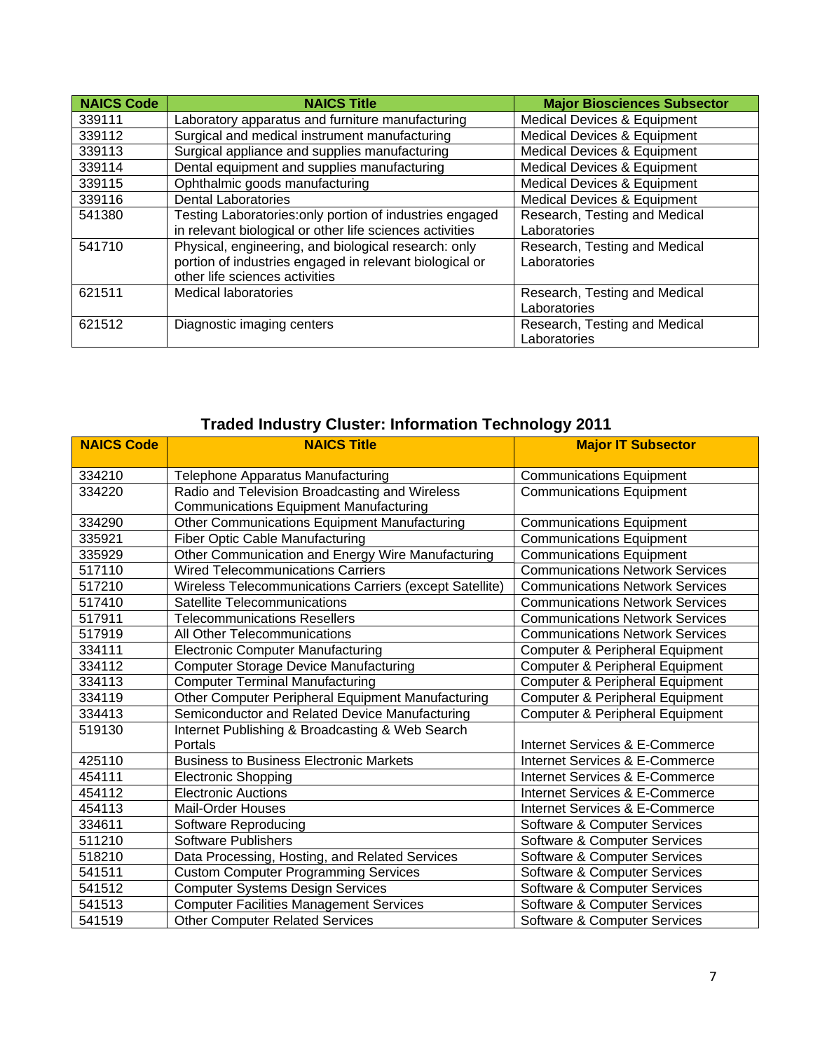| NAICS Code | NAICS Title | Major Biosciences Subsector |
| --- | --- | --- |
| 339111 | Laboratory apparatus and furniture manufacturing | Medical Devices & Equipment |
| 339112 | Surgical and medical instrument manufacturing | Medical Devices & Equipment |
| 339113 | Surgical appliance and supplies manufacturing | Medical Devices & Equipment |
| 339114 | Dental equipment and supplies manufacturing | Medical Devices & Equipment |
| 339115 | Ophthalmic goods manufacturing | Medical Devices & Equipment |
| 339116 | Dental Laboratories | Medical Devices & Equipment |
| 541380 | Testing Laboratories:only portion of industries engaged in relevant biological or other life sciences activities | Research, Testing and Medical Laboratories |
| 541710 | Physical, engineering, and biological research: only portion of industries engaged in relevant biological or other life sciences activities | Research, Testing and Medical Laboratories |
| 621511 | Medical laboratories | Research, Testing and Medical Laboratories |
| 621512 | Diagnostic imaging centers | Research, Testing and Medical Laboratories |

## Traded Industry Cluster: Information Technology 2011

| NAICS Code | NAICS Title | Major IT Subsector |
| --- | --- | --- |
| 334210 | Telephone Apparatus Manufacturing | Communications Equipment |
| 334220 | Radio and Television Broadcasting and Wireless Communications Equipment Manufacturing | Communications Equipment |
| 334290 | Other Communications Equipment Manufacturing | Communications Equipment |
| 335921 | Fiber Optic Cable Manufacturing | Communications Equipment |
| 335929 | Other Communication and Energy Wire Manufacturing | Communications Equipment |
| 517110 | Wired Telecommunications Carriers | Communications Network Services |
| 517210 | Wireless Telecommunications Carriers (except Satellite) | Communications Network Services |
| 517410 | Satellite Telecommunications | Communications Network Services |
| 517911 | Telecommunications Resellers | Communications Network Services |
| 517919 | All Other Telecommunications | Communications Network Services |
| 334111 | Electronic Computer Manufacturing | Computer & Peripheral Equipment |
| 334112 | Computer Storage Device Manufacturing | Computer & Peripheral Equipment |
| 334113 | Computer Terminal Manufacturing | Computer & Peripheral Equipment |
| 334119 | Other Computer Peripheral Equipment Manufacturing | Computer & Peripheral Equipment |
| 334413 | Semiconductor and Related Device Manufacturing | Computer & Peripheral Equipment |
| 519130 | Internet Publishing & Broadcasting & Web Search Portals | Internet Services & E-Commerce |
| 425110 | Business to Business Electronic Markets | Internet Services & E-Commerce |
| 454111 | Electronic Shopping | Internet Services & E-Commerce |
| 454112 | Electronic Auctions | Internet Services & E-Commerce |
| 454113 | Mail-Order Houses | Internet Services & E-Commerce |
| 334611 | Software Reproducing | Software & Computer Services |
| 511210 | Software Publishers | Software & Computer Services |
| 518210 | Data Processing, Hosting, and Related Services | Software & Computer Services |
| 541511 | Custom Computer Programming Services | Software & Computer Services |
| 541512 | Computer Systems Design Services | Software & Computer Services |
| 541513 | Computer Facilities Management Services | Software & Computer Services |
| 541519 | Other Computer Related Services | Software & Computer Services |